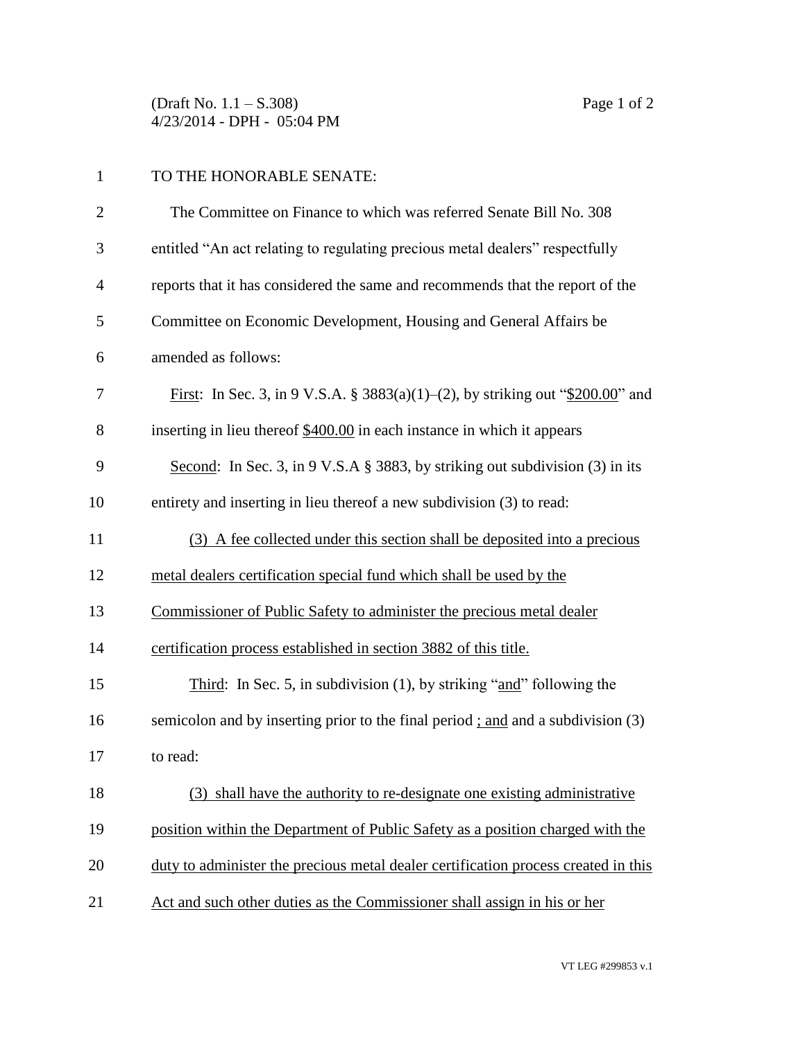TO THE HONORABLE SENATE:

The Committee on Finance to which was referred Senate Bill No. 308 entitled "An act relating to regulating precious metal dealers" respectfully reports that it has considered the same and recommends that the report of the Committee on Economic Development, Housing and General Affairs be amended as follows:

First: In Sec. 3, in 9 V.S.A. § 3883(a)(1)–(2), by striking out "$200.00" and inserting in lieu thereof $400.00 in each instance in which it appears

Second: In Sec. 3, in 9 V.S.A § 3883, by striking out subdivision (3) in its entirety and inserting in lieu thereof a new subdivision (3) to read:

(3) A fee collected under this section shall be deposited into a precious metal dealers certification special fund which shall be used by the Commissioner of Public Safety to administer the precious metal dealer certification process established in section 3882 of this title.

Third: In Sec. 5, in subdivision (1), by striking "and" following the semicolon and by inserting prior to the final period ; and and a subdivision (3) to read:

(3) shall have the authority to re-designate one existing administrative position within the Department of Public Safety as a position charged with the duty to administer the precious metal dealer certification process created in this Act and such other duties as the Commissioner shall assign in his or her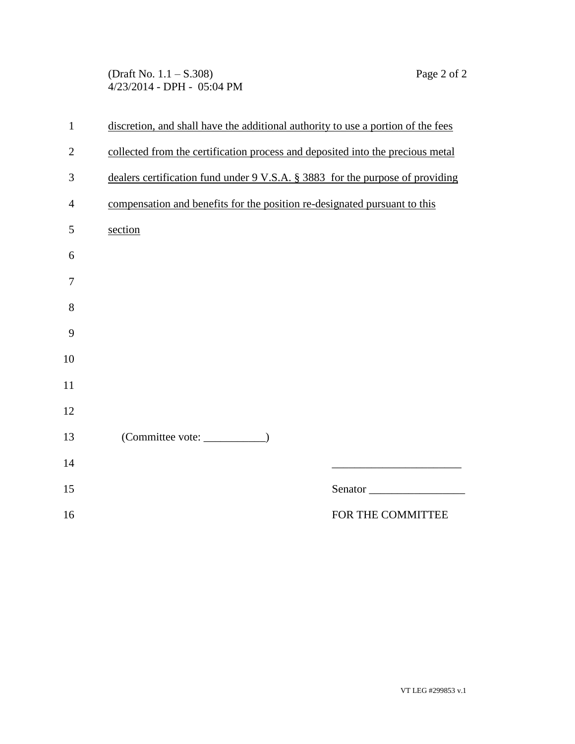discretion, and shall have the additional authority to use a portion of the fees collected from the certification process and deposited into the precious metal dealers certification fund under 9 V.S.A. § 3883 for the purpose of providing compensation and benefits for the position re-designated pursuant to this section

(Committee vote: ___________)

_______________________

Senator _________________

FOR THE COMMITTEE